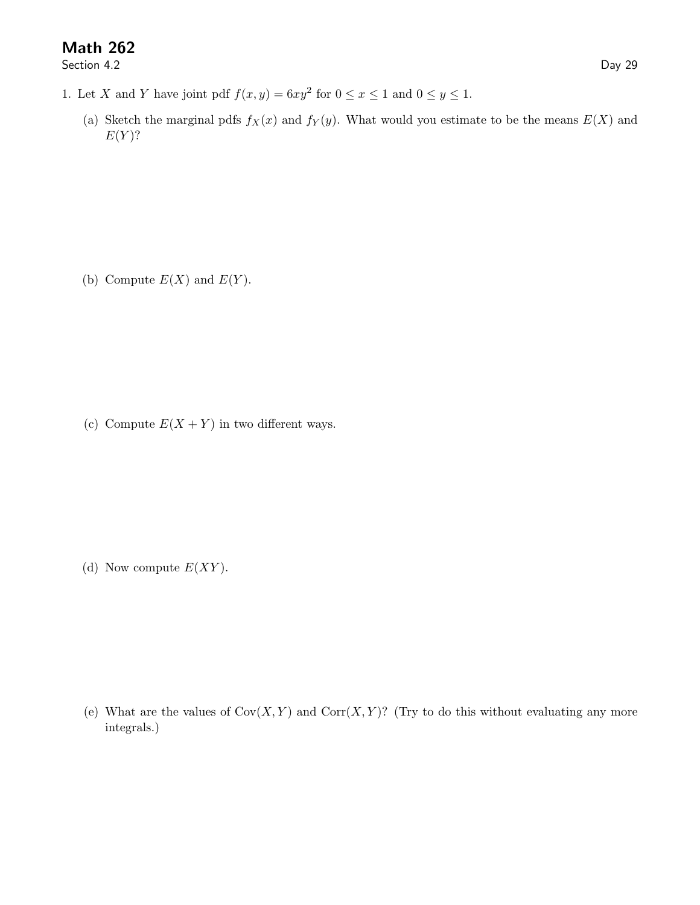# Math 262

Section 4.2

Day 29

1. Let $X$ and $Y$ have joint pdf $f(x, y) = 6xy^2$ for $0 \le x \le 1$ and $0 \le y \le 1$.

   (a) Sketch the marginal pdfs $f_X(x)$ and $f_Y(y)$. What would you estimate to be the means $E(X)$ and $E(Y)$?

   (b) Compute $E(X)$ and $E(Y)$.

   (c) Compute $E(X + Y)$ in two different ways.

   (d) Now compute $E(XY)$.

   (e) What are the values of $\text{Cov}(X, Y)$ and $\text{Corr}(X, Y)$? (Try to do this without evaluating any more integrals.)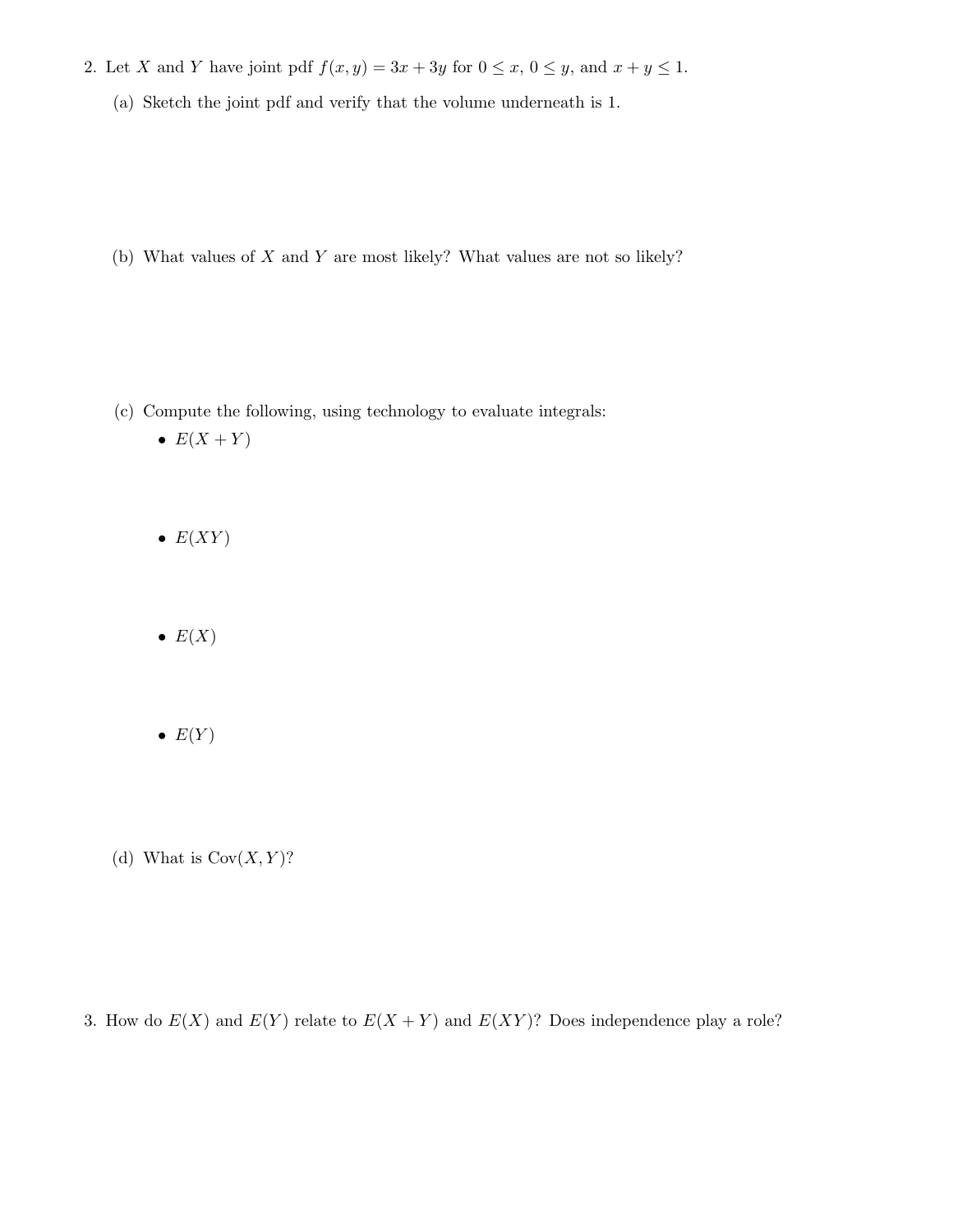2. Let $X$ and $Y$ have joint pdf $f(x,y) = 3x + 3y$ for $0 \leq x$, $0 \leq y$, and $x + y \leq 1$.

   (a) Sketch the joint pdf and verify that the volume underneath is 1.

   (b) What values of $X$ and $Y$ are most likely? What values are not so likely?

   (c) Compute the following, using technology to evaluate integrals:

   - $E(X+Y)$
   - $E(XY)$
   - $E(X)$
   - $E(Y)$

   (d) What is $\text{Cov}(X,Y)$?

3. How do $E(X)$ and $E(Y)$ relate to $E(X+Y)$ and $E(XY)$? Does independence play a role?